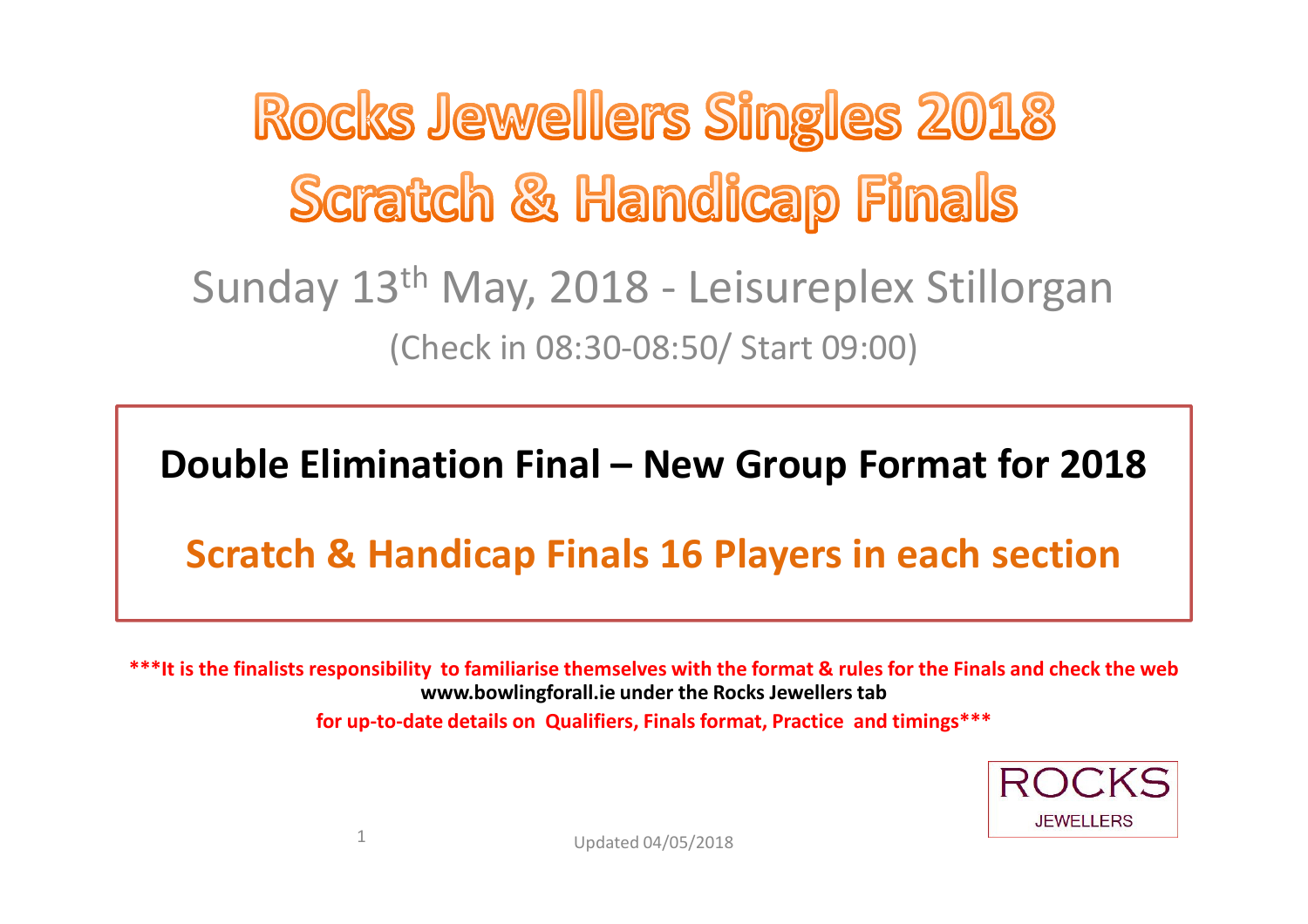# Rocks Jewellers Singles 2018
# Scratch & Handicap Finals

## Sunday 13th May, 2018 - Leisureplex Stillorgan

(Check in 08:30-08:50/ Start 09:00)

**Double Elimination Final – New Group Format for 2018**

**Scratch & Handicap Finals 16 Players in each section**

**\*\*\*It is the finalists responsibility to familiarise themselves with the format & rules for the Finals and check the web www.bowlingforall.ie under the Rocks Jewellers tab for up-to-date details on Qualifiers, Finals format, Practice and timings\*\*\***

ROCKS JEWELLERS

Updated 04/05/2018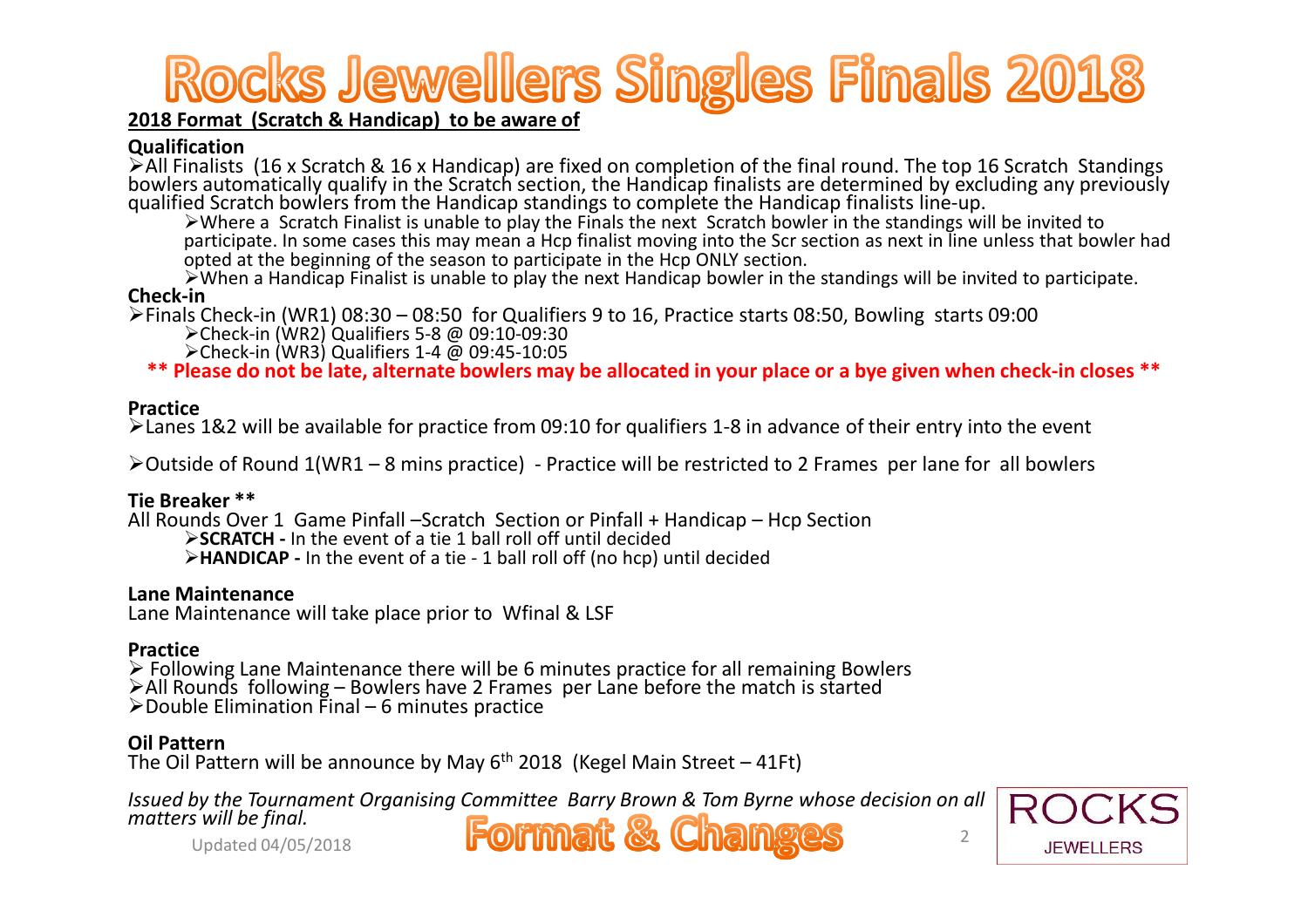# Rocks Jewellers Singles Finals 2018

**2018 Format (Scratch & Handicap) to be aware of**

**Qualification**

- All Finalists (16 x Scratch & 16 x Handicap) are fixed on completion of the final round. The top 16 Scratch Standings bowlers automatically qualify in the Scratch section, the Handicap finalists are determined by excluding any previously qualified Scratch bowlers from the Handicap standings to complete the Handicap finalists line-up.
  - Where a Scratch Finalist is unable to play the Finals the next Scratch bowler in the standings will be invited to participate. In some cases this may mean a Hcp finalist moving into the Scr section as next in line unless that bowler had opted at the beginning of the season to participate in the Hcp ONLY section.
  - When a Handicap Finalist is unable to play the next Handicap bowler in the standings will be invited to participate.

**Check-in**

- Finals Check-in (WR1) 08:30 – 08:50 for Qualifiers 9 to 16, Practice starts 08:50, Bowling starts 09:00
  - Check-in (WR2) Qualifiers 5-8 @ 09:10-09:30
  - Check-in (WR3) Qualifiers 1-4 @ 09:45-10:05

**\*\* Please do not be late, alternate bowlers may be allocated in your place or a bye given when check-in closes \*\***

**Practice**

- Lanes 1&2 will be available for practice from 09:10 for qualifiers 1-8 in advance of their entry into the event
- Outside of Round 1(WR1 – 8 mins practice) - Practice will be restricted to 2 Frames per lane for all bowlers

**Tie Breaker \*\***

All Rounds Over 1 Game Pinfall –Scratch Section or Pinfall + Handicap – Hcp Section

- **SCRATCH -** In the event of a tie 1 ball roll off until decided
- **HANDICAP -** In the event of a tie - 1 ball roll off (no hcp) until decided

**Lane Maintenance**

Lane Maintenance will take place prior to Wfinal & LSF

**Practice**

- Following Lane Maintenance there will be 6 minutes practice for all remaining Bowlers
- All Rounds following – Bowlers have 2 Frames per Lane before the match is started
- Double Elimination Final – 6 minutes practice

**Oil Pattern**

The Oil Pattern will be announce by May 6th 2018 (Kegel Main Street – 41Ft)

*Issued by the Tournament Organising Committee Barry Brown & Tom Byrne whose decision on all matters will be final.*

Updated 04/05/2018

**Format & Changes**

ROCKS JEWELLERS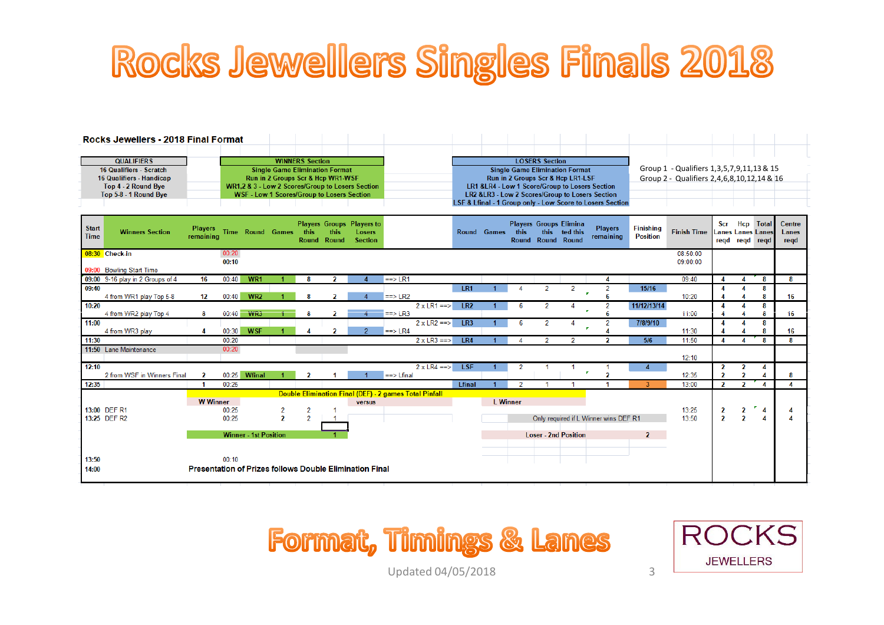# Rocks Jewellers Singles Finals 2018

**Rocks Jewellers - 2018 Final Format**

| QUALIFIERS |
|---|
| 16 Qualifiers - Scratch |
| 16 Qualifiers - Handicap |
| Top 4 - 2 Round Bye |
| Top 5-8 - 1 Round Bye |

| WINNERS Section |
|---|
| Single Game Elimination Format |
| Run in 2 Groups Scr & Hcp WR1-WSF |
| WR1,2 & 3 - Low 2 Scores/Group to Losers Section |
| WSF - Low 1 Scores/Group to Losers Section |

| LOSERS Section |
|---|
| Single Game Elimination Format |
| Run in 2 Groups Scr & Hcp LR1-LSF |
| LR1 &LR4 - Low 1 Score/Group to Losers Section |
| LR2 &LR3 - Low 2 Scores/Group to Losers Section |
| LSF & Lfinal - 1 Group only - Low Score to Losers Section |

Group 1 - Qualifiers 1,3,5,7,9,11,13 & 15
Group 2 - Qualifiers 2,4,6,8,10,12,14 & 16

| Start Time | Winners Section | Players remaining | Time | Round | Games | Players this Round | Groups this Round | Players to Losers Section | | Round | Games | Players this Round | Groups this Round | Eliminated this Round | Players remaining | Finishing Position | Finish Time | Scr Lanes reqd | Hcp Lanes reqd | Total Lanes reqd | Centre Lanes reqd |
|---|---|---|---|---|---|---|---|---|---|---|---|---|---|---|---|---|---|---|---|---|---|
| 08:30 | Check-in | | 00:20 | | | | | | | | | | | | | | 08:50:00 | | | | |
| | | | 00:10 | | | | | | | | | | | | | | 09:00:00 | | | | |
| 09:00 | Bowling Start Time | | | | | | | | | | | | | | | | | | | | |
| 09:00 | 9-16 play in 2 Groups of 4 | 16 | 00:40 | WR1 | 1 | 8 | 2 | 4 | ==> LR1 | | | | | | 4 | | 09:40 | 4 | 4 | 8 | 8 |
| 09:40 | | | | | | | | | | LR1 | 1 | 4 | 2 | 2 | 2 | 15/16 | | 4 | 4 | 8 | |
| | 4 from WR1 play Top 5-8 | 12 | 00:40 | WR2 | 1 | 8 | 2 | 4 | ==> LR2 | | | | | | 6 | | 10:20 | 4 | 4 | 8 | 16 |
| 10:20 | | | | | | | | | 2 x LR1 ==> | LR2 | 1 | 6 | 2 | 4 | 2 | 11/12/13/14 | | 4 | 4 | 8 | |
| | 4 from WR2 play Top 4 | 8 | 00:40 | WR3 | 1 | 8 | 2 | 4 | ==> LR3 | | | | | | 6 | | 11:00 | 4 | 4 | 8 | 16 |
| 11:00 | | | | | | | | | 2 x LR2 ==> | LR3 | 1 | 6 | 2 | 4 | 2 | 7/8/9/10 | | 4 | 4 | 8 | |
| | 4 from WR3 play | 4 | 00:30 | WSF | 1 | 4 | 2 | 2 | ==> LR4 | | | | | | 4 | | 11:30 | 4 | 4 | 8 | 16 |
| 11:30 | | | 00:20 | | | | | | 2 x LR3 ==> | LR4 | 1 | 4 | 2 | 2 | 2 | 5/6 | 11:50 | 4 | 4 | 8 | 8 |
| 11:50 | Lane Maintenance | | 00:20 | | | | | | | | | | | | | | 12:10 | | | | |
| 12:10 | | | | | | | | | 2 x LR4 ==> | LSF | 1 | 2 | 1 | 1 | 1 | 4 | | 2 | 2 | 4 | |
| | 2 from WSF in Winners Final | 2 | 00:25 | Wfinal | 1 | 2 | 1 | 1 | ==> Lfinal | | | | | | 2 | | 12:35 | 2 | 2 | 4 | 8 |
| 12:35 | | 1 | 00:25 | | | | | | | Lfinal | 1 | 2 | 1 | 1 | 1 | 3 | 13:00 | 2 | 2 | 4 | 4 |
| | **Double Elimination Final (DEF) - 2 games Total Pinfall** | | | | | | | | | | | | | | | | | | | | |
| | | W Winner | | | | | | versus | | | L Winner | | | | | | | | | | |
| 13:00 | DEF R1 | | 00:25 | | 2 | 2 | 1 | | | | | | | | | | 13:25 | 2 | 2 | 4 | 4 |
| 13:25 | DEF R2 | | 00:25 | | 2 | 2 | 1 | | | | | Only required if L Winner wins DEF R1 | | | | | 13:50 | 2 | 2 | 4 | 4 |
| | | Winner - 1st Position | | | | | 1 | | | | | Loser - 2nd Position | | | | 2 | | | | | |
| 13:50 | | | 00:10 | | | | | | | | | | | | | | | | | | |
| 14:00 | **Presentation of Prizes follows Double Elimination Final** | | | | | | | | | | | | | | | | | | | | |

## Format, Timings & Lanes

ROCKS JEWELLERS

Updated 04/05/2018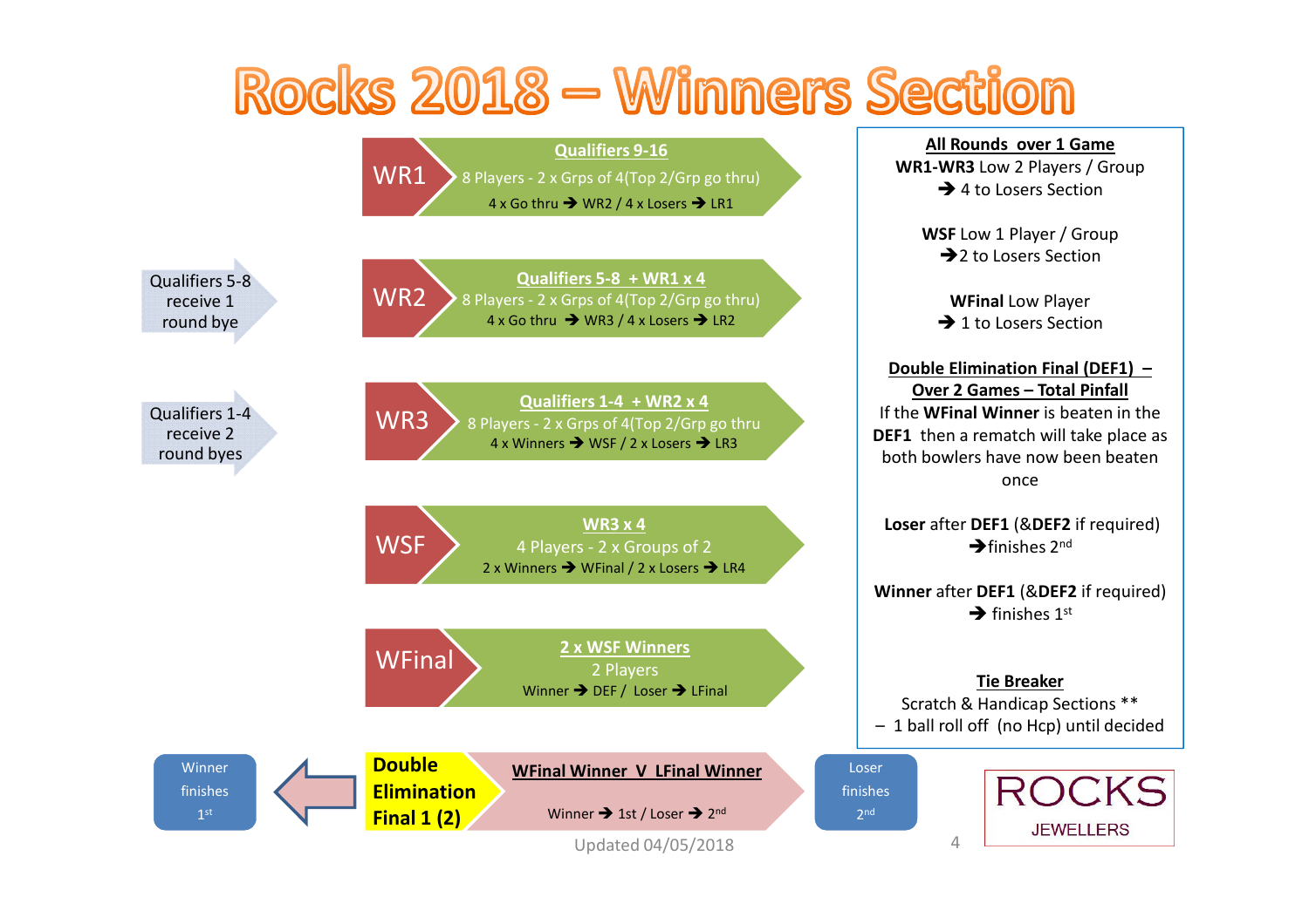# Rocks 2018 – Winners Section

Qualifiers 5-8 receive 1 round bye

Qualifiers 1-4 receive 2 round byes

**WR1** — **Qualifiers 9-16**
8 Players - 2 x Grps of 4(Top 2/Grp go thru)
4 x Go thru → WR2 / 4 x Losers → LR1

**WR2** — **Qualifiers 5-8 + WR1 x 4**
8 Players - 2 x Grps of 4(Top 2/Grp go thru)
4 x Go thru → WR3 / 4 x Losers → LR2

**WR3** — **Qualifiers 1-4 + WR2 x 4**
8 Players - 2 x Grps of 4(Top 2/Grp go thru
4 x Winners → WSF / 2 x Losers → LR3

**WSF** — **WR3 x 4**
4 Players - 2 x Groups of 2
2 x Winners → WFinal / 2 x Losers → LR4

**WFinal** — **2 x WSF Winners**
2 Players
Winner → DEF / Loser → LFinal

**Double Elimination Final 1 (2)** — **WFinal Winner V LFinal Winner**
Winner → 1st / Loser → 2nd

Winner finishes 1st

Loser finishes 2nd

**All Rounds over 1 Game**
**WR1-WR3** Low 2 Players / Group
→ 4 to Losers Section

**WSF** Low 1 Player / Group
→ 2 to Losers Section

**WFinal** Low Player
→ 1 to Losers Section

**Double Elimination Final (DEF1) – Over 2 Games – Total Pinfall**
If the **WFinal Winner** is beaten in the **DEF1** then a rematch will take place as both bowlers have now been beaten once

**Loser** after **DEF1** (&**DEF2** if required)
→ finishes 2nd

**Winner** after **DEF1** (&**DEF2** if required)
→ finishes 1st

**Tie Breaker**
Scratch & Handicap Sections **
– 1 ball roll off (no Hcp) until decided

ROCKS JEWELLERS

Updated 04/05/2018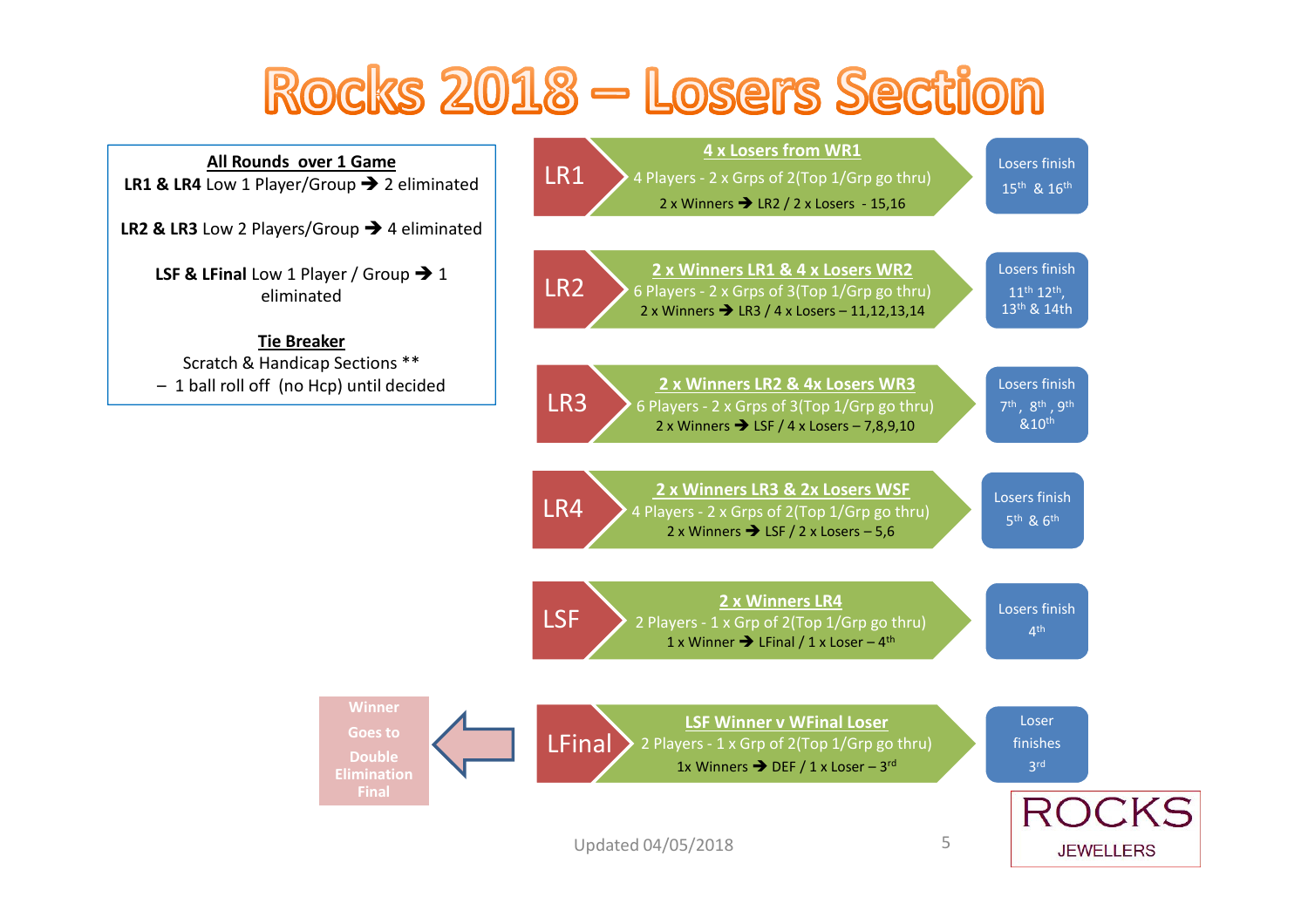# Rocks 2018 – Losers Section

**All Rounds over 1 Game**

**LR1 & LR4** Low 1 Player/Group ➔ 2 eliminated

**LR2 & LR3** Low 2 Players/Group ➔ 4 eliminated

**LSF & LFinal** Low 1 Player / Group ➔ 1 eliminated

**Tie Breaker**

Scratch & Handicap Sections **

– 1 ball roll off (no Hcp) until decided

**LR1**

**4 x Losers from WR1**

4 Players - 2 x Grps of 2(Top 1/Grp go thru)

2 x Winners ➔ LR2 / 2 x Losers - 15,16

Losers finish 15th & 16th

**LR2**

**2 x Winners LR1 & 4 x Losers WR2**

6 Players - 2 x Grps of 3(Top 1/Grp go thru)

2 x Winners ➔ LR3 / 4 x Losers – 11,12,13,14

Losers finish 11th 12th, 13th & 14th

**LR3**

**2 x Winners LR2 & 4x Losers WR3**

6 Players - 2 x Grps of 3(Top 1/Grp go thru)

2 x Winners ➔ LSF / 4 x Losers – 7,8,9,10

Losers finish 7th, 8th, 9th &10th

**LR4**

**2 x Winners LR3 & 2x Losers WSF**

4 Players - 2 x Grps of 2(Top 1/Grp go thru)

2 x Winners ➔ LSF / 2 x Losers – 5,6

Losers finish 5th & 6th

**LSF**

**2 x Winners LR4**

2 Players - 1 x Grp of 2(Top 1/Grp go thru)

1 x Winner ➔ LFinal / 1 x Loser – 4th

Losers finish 4th

**LFinal**

**LSF Winner v WFinal Loser**

2 Players - 1 x Grp of 2(Top 1/Grp go thru)

1x Winners ➔ DEF / 1 x Loser – 3rd

Loser finishes 3rd

Winner Goes to Double Elimination Final

ROCKS JEWELLERS

Updated 04/05/2018